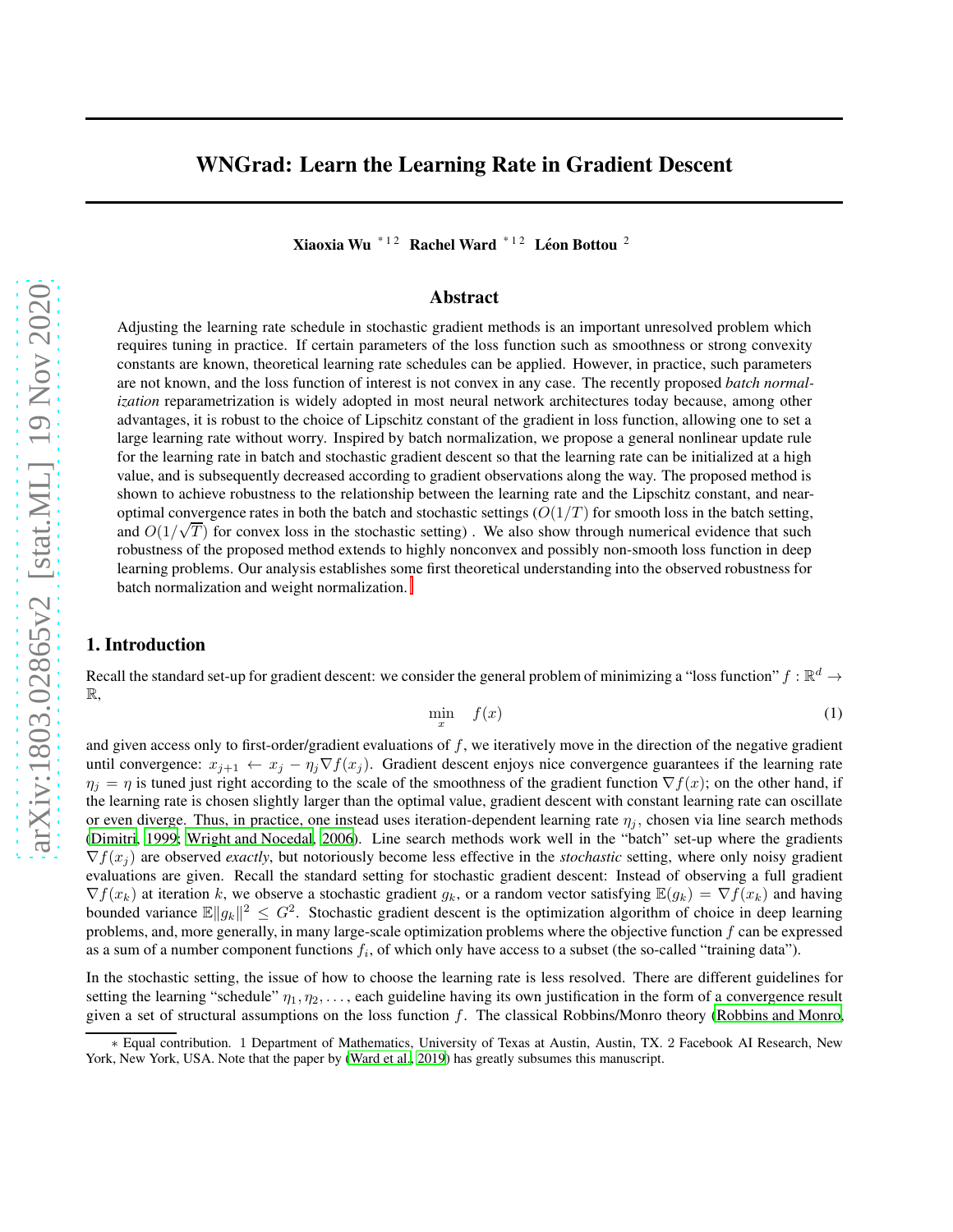# WNGrad: Learn the Learning Rate in Gradient Descent

**Xiaoxia Wu** [*1 2] **Rachel Ward** [*1 2] **Léon Bottou** [2]

## Abstract

Adjusting the learning rate schedule in stochastic gradient methods is an important unresolved problem which requires tuning in practice. If certain parameters of the loss function such as smoothness or strong convexity constants are known, theoretical learning rate schedules can be applied. However, in practice, such parameters are not known, and the loss function of interest is not convex in any case. The recently proposed *batch normalization* reparametrization is widely adopted in most neural network architectures today because, among other advantages, it is robust to the choice of Lipschitz constant of the gradient in loss function, allowing one to set a large learning rate without worry. Inspired by batch normalization, we propose a general nonlinear update rule for the learning rate in batch and stochastic gradient descent so that the learning rate can be initialized at a high value, and is subsequently decreased according to gradient observations along the way. The proposed method is shown to achieve robustness to the relationship between the learning rate and the Lipschitz constant, and near-optimal convergence rates in both the batch and stochastic settings ($O(1/T)$ for smooth loss in the batch setting, and $O(1/\sqrt{T})$ for convex loss in the stochastic setting) . We also show through numerical evidence that such robustness of the proposed method extends to highly nonconvex and possibly non-smooth loss function in deep learning problems. Our analysis establishes some first theoretical understanding into the observed robustness for batch normalization and weight normalization.[1]

## 1. Introduction

Recall the standard set-up for gradient descent: we consider the general problem of minimizing a "loss function" $f : \mathbb{R}^d \to \mathbb{R}$,

$$\min_{x} \quad f(x) \tag{1}$$

and given access only to first-order/gradient evaluations of $f$, we iteratively move in the direction of the negative gradient until convergence: $x_{j+1} \leftarrow x_j - \eta_j \nabla f(x_j)$. Gradient descent enjoys nice convergence guarantees if the learning rate $\eta_j = \eta$ is tuned just right according to the scale of the smoothness of the gradient function $\nabla f(x)$; on the other hand, if the learning rate is chosen slightly larger than the optimal value, gradient descent with constant learning rate can oscillate or even diverge. Thus, in practice, one instead uses iteration-dependent learning rate $\eta_j$, chosen via line search methods (Dimitri, 1999; Wright and Nocedal, 2006). Line search methods work well in the "batch" set-up where the gradients $\nabla f(x_j)$ are observed *exactly*, but notoriously become less effective in the *stochastic* setting, where only noisy gradient evaluations are given. Recall the standard setting for stochastic gradient descent: Instead of observing a full gradient $\nabla f(x_k)$ at iteration $k$, we observe a stochastic gradient $g_k$, or a random vector satisfying $\mathbb{E}(g_k) = \nabla f(x_k)$ and having bounded variance $\mathbb{E}\|g_k\|^2 \leq G^2$. Stochastic gradient descent is the optimization algorithm of choice in deep learning problems, and, more generally, in many large-scale optimization problems where the objective function $f$ can be expressed as a sum of a number component functions $f_i$, of which only have access to a subset (the so-called "training data").

In the stochastic setting, the issue of how to choose the learning rate is less resolved. There are different guidelines for setting the learning "schedule" $\eta_1, \eta_2, \ldots$, each guideline having its own justification in the form of a convergence result given a set of structural assumptions on the loss function $f$. The classical Robbins/Monro theory (Robbins and Monro,

[*] Equal contribution. 1 Department of Mathematics, University of Texas at Austin, Austin, TX. 2 Facebook AI Research, New York, New York, USA. Note that the paper by (Ward et al., 2019) has greatly subsumes this manuscript.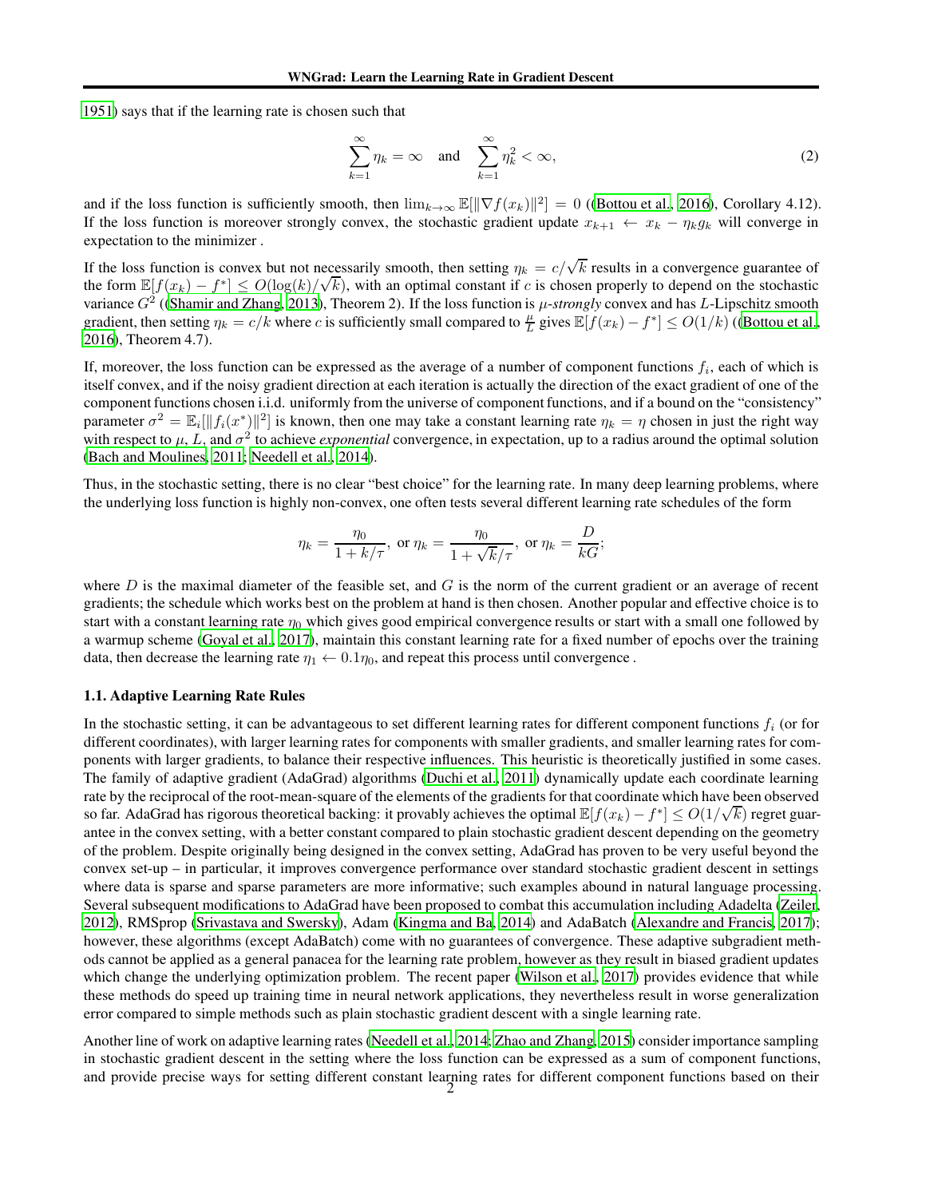1951) says that if the learning rate is chosen such that

$$\sum_{k=1}^{\infty} \eta_k = \infty \quad \text{and} \quad \sum_{k=1}^{\infty} \eta_k^2 < \infty, \tag{2}$$

and if the loss function is sufficiently smooth, then $\lim_{k\to\infty} \mathbb{E}[\|\nabla f(x_k)\|^2] = 0$ ((Bottou et al., 2016), Corollary 4.12). If the loss function is moreover strongly convex, the stochastic gradient update $x_{k+1} \leftarrow x_k - \eta_k g_k$ will converge in expectation to the minimizer .

If the loss function is convex but not necessarily smooth, then setting $\eta_k = c/\sqrt{k}$ results in a convergence guarantee of the form $\mathbb{E}[f(x_k) - f^*] \leq O(\log(k)/\sqrt{k})$, with an optimal constant if $c$ is chosen properly to depend on the stochastic variance $G^2$ ((Shamir and Zhang, 2013), Theorem 2). If the loss function is $\mu$-*strongly* convex and has $L$-Lipschitz smooth gradient, then setting $\eta_k = c/k$ where $c$ is sufficiently small compared to $\frac{\mu}{L}$ gives $\mathbb{E}[f(x_k) - f^*] \leq O(1/k)$ ((Bottou et al., 2016), Theorem 4.7).

If, moreover, the loss function can be expressed as the average of a number of component functions $f_i$, each of which is itself convex, and if the noisy gradient direction at each iteration is actually the direction of the exact gradient of one of the component functions chosen i.i.d. uniformly from the universe of component functions, and if a bound on the "consistency" parameter $\sigma^2 = \mathbb{E}_i[\|f_i(x^*)\|^2]$ is known, then one may take a constant learning rate $\eta_k = \eta$ chosen in just the right way with respect to $\mu$, $L$, and $\sigma^2$ to achieve *exponential* convergence, in expectation, up to a radius around the optimal solution (Bach and Moulines, 2011; Needell et al., 2014).

Thus, in the stochastic setting, there is no clear "best choice" for the learning rate. In many deep learning problems, where the underlying loss function is highly non-convex, one often tests several different learning rate schedules of the form

$$\eta_k = \frac{\eta_0}{1 + k/\tau}, \text{ or } \eta_k = \frac{\eta_0}{1 + \sqrt{k}/\tau}, \text{ or } \eta_k = \frac{D}{kG};$$

where $D$ is the maximal diameter of the feasible set, and $G$ is the norm of the current gradient or an average of recent gradients; the schedule which works best on the problem at hand is then chosen. Another popular and effective choice is to start with a constant learning rate $\eta_0$ which gives good empirical convergence results or start with a small one followed by a warmup scheme (Goyal et al., 2017), maintain this constant learning rate for a fixed number of epochs over the training data, then decrease the learning rate $\eta_1 \leftarrow 0.1\eta_0$, and repeat this process until convergence .

### 1.1. Adaptive Learning Rate Rules

In the stochastic setting, it can be advantageous to set different learning rates for different component functions $f_i$ (or for different coordinates), with larger learning rates for components with smaller gradients, and smaller learning rates for components with larger gradients, to balance their respective influences. This heuristic is theoretically justified in some cases. The family of adaptive gradient (AdaGrad) algorithms (Duchi et al., 2011) dynamically update each coordinate learning rate by the reciprocal of the root-mean-square of the elements of the gradients for that coordinate which have been observed so far. AdaGrad has rigorous theoretical backing: it provably achieves the optimal $\mathbb{E}[f(x_k) - f^*] \leq O(1/\sqrt{k})$ regret guarantee in the convex setting, with a better constant compared to plain stochastic gradient descent depending on the geometry of the problem. Despite originally being designed in the convex setting, AdaGrad has proven to be very useful beyond the convex set-up – in particular, it improves convergence performance over standard stochastic gradient descent in settings where data is sparse and sparse parameters are more informative; such examples abound in natural language processing. Several subsequent modifications to AdaGrad have been proposed to combat this accumulation including Adadelta (Zeiler, 2012), RMSprop (Srivastava and Swersky), Adam (Kingma and Ba, 2014) and AdaBatch (Alexandre and Francis, 2017); however, these algorithms (except AdaBatch) come with no guarantees of convergence. These adaptive subgradient methods cannot be applied as a general panacea for the learning rate problem, however as they result in biased gradient updates which change the underlying optimization problem. The recent paper (Wilson et al., 2017) provides evidence that while these methods do speed up training time in neural network applications, they nevertheless result in worse generalization error compared to simple methods such as plain stochastic gradient descent with a single learning rate.

Another line of work on adaptive learning rates (Needell et al., 2014; Zhao and Zhang, 2015) consider importance sampling in stochastic gradient descent in the setting where the loss function can be expressed as a sum of component functions, and provide precise ways for setting different constant learning rates for different component functions based on their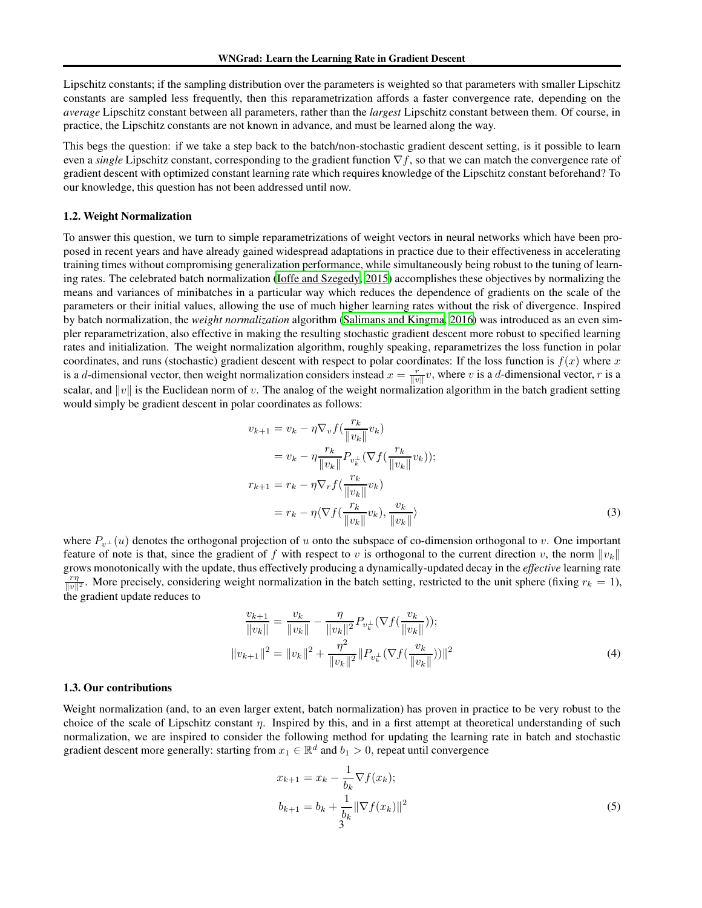Lipschitz constants; if the sampling distribution over the parameters is weighted so that parameters with smaller Lipschitz constants are sampled less frequently, then this reparametrization affords a faster convergence rate, depending on the *average* Lipschitz constant between all parameters, rather than the *largest* Lipschitz constant between them. Of course, in practice, the Lipschitz constants are not known in advance, and must be learned along the way.

This begs the question: if we take a step back to the batch/non-stochastic gradient descent setting, is it possible to learn even a *single* Lipschitz constant, corresponding to the gradient function $\nabla f$, so that we can match the convergence rate of gradient descent with optimized constant learning rate which requires knowledge of the Lipschitz constant beforehand? To our knowledge, this question has not been addressed until now.

### 1.2. Weight Normalization

To answer this question, we turn to simple reparametrizations of weight vectors in neural networks which have been proposed in recent years and have already gained widespread adaptations in practice due to their effectiveness in accelerating training times without compromising generalization performance, while simultaneously being robust to the tuning of learning rates. The celebrated batch normalization (Ioffe and Szegedy, 2015) accomplishes these objectives by normalizing the means and variances of minibatches in a particular way which reduces the dependence of gradients on the scale of the parameters or their initial values, allowing the use of much higher learning rates without the risk of divergence. Inspired by batch normalization, the *weight normalization* algorithm (Salimans and Kingma, 2016) was introduced as an even simpler reparametrization, also effective in making the resulting stochastic gradient descent more robust to specified learning rates and initialization. The weight normalization algorithm, roughly speaking, reparametrizes the loss function in polar coordinates, and runs (stochastic) gradient descent with respect to polar coordinates: If the loss function is $f(x)$ where $x$ is a $d$-dimensional vector, then weight normalization considers instead $x = \frac{r}{\|v\|}v$, where $v$ is a $d$-dimensional vector, $r$ is a scalar, and $\|v\|$ is the Euclidean norm of $v$. The analog of the weight normalization algorithm in the batch gradient setting would simply be gradient descent in polar coordinates as follows:

$$
\begin{aligned}
v_{k+1} &= v_k - \eta \nabla_v f\left(\frac{r_k}{\|v_k\|}v_k\right) \\
&= v_k - \eta \frac{r_k}{\|v_k\|} P_{v_k^\perp}\left(\nabla f\left(\frac{r_k}{\|v_k\|}v_k\right)\right); \\
r_{k+1} &= r_k - \eta \nabla_r f\left(\frac{r_k}{\|v_k\|}v_k\right) \\
&= r_k - \eta \left\langle \nabla f\left(\frac{r_k}{\|v_k\|}v_k\right), \frac{v_k}{\|v_k\|} \right\rangle
\end{aligned} \tag{3}
$$

where $P_{v^\perp}(u)$ denotes the orthogonal projection of $u$ onto the subspace of co-dimension orthogonal to $v$. One important feature of note is that, since the gradient of $f$ with respect to $v$ is orthogonal to the current direction $v$, the norm $\|v_k\|$ grows monotonically with the update, thus effectively producing a dynamically-updated decay in the *effective* learning rate $\frac{r\eta}{\|v\|^2}$. More precisely, considering weight normalization in the batch setting, restricted to the unit sphere (fixing $r_k = 1$), the gradient update reduces to

$$
\begin{aligned}
\frac{v_{k+1}}{\|v_k\|} &= \frac{v_k}{\|v_k\|} - \frac{\eta}{\|v_k\|^2} P_{v_k^\perp}\left(\nabla f\left(\frac{v_k}{\|v_k\|}\right)\right); \\
\|v_{k+1}\|^2 &= \|v_k\|^2 + \frac{\eta^2}{\|v_k\|^2} \left\|P_{v_k^\perp}\left(\nabla f\left(\frac{v_k}{\|v_k\|}\right)\right)\right\|^2
\end{aligned} \tag{4}
$$

### 1.3. Our contributions

Weight normalization (and, to an even larger extent, batch normalization) has proven in practice to be very robust to the choice of the scale of Lipschitz constant $\eta$. Inspired by this, and in a first attempt at theoretical understanding of such normalization, we are inspired to consider the following method for updating the learning rate in batch and stochastic gradient descent more generally: starting from $x_1 \in \mathbb{R}^d$ and $b_1 > 0$, repeat until convergence

$$
\begin{aligned}
x_{k+1} &= x_k - \frac{1}{b_k}\nabla f(x_k); \\
b_{k+1} &= b_k + \frac{1}{b_k}\|\nabla f(x_k)\|^2
\end{aligned} \tag{5}
$$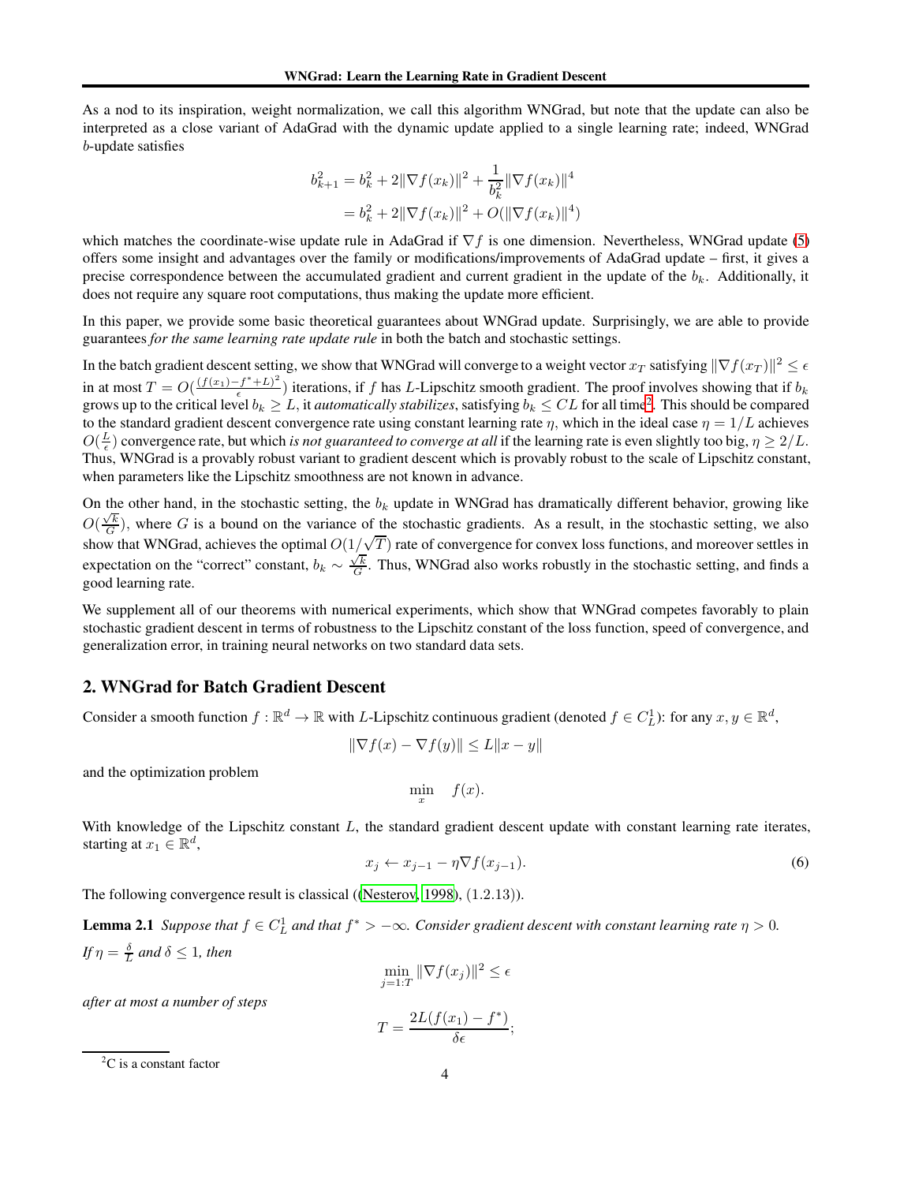As a nod to its inspiration, weight normalization, we call this algorithm WNGrad, but note that the update can also be interpreted as a close variant of AdaGrad with the dynamic update applied to a single learning rate; indeed, WNGrad $b$-update satisfies

$$
\begin{aligned}
b_{k+1}^2 &= b_k^2 + 2\|\nabla f(x_k)\|^2 + \frac{1}{b_k^2}\|\nabla f(x_k)\|^4 \\
&= b_k^2 + 2\|\nabla f(x_k)\|^2 + O(\|\nabla f(x_k)\|^4)
\end{aligned}
$$

which matches the coordinate-wise update rule in AdaGrad if $\nabla f$ is one dimension. Nevertheless, WNGrad update (5) offers some insight and advantages over the family or modifications/improvements of AdaGrad update – first, it gives a precise correspondence between the accumulated gradient and current gradient in the update of the $b_k$. Additionally, it does not require any square root computations, thus making the update more efficient.

In this paper, we provide some basic theoretical guarantees about WNGrad update. Surprisingly, we are able to provide guarantees *for the same learning rate update rule* in both the batch and stochastic settings.

In the batch gradient descent setting, we show that WNGrad will converge to a weight vector $x_T$ satisfying $\|\nabla f(x_T)\|^2 \leq \epsilon$ in at most $T = O(\frac{(f(x_1)-f^*+L)^2}{\epsilon})$ iterations, if $f$ has $L$-Lipschitz smooth gradient. The proof involves showing that if $b_k$ grows up to the critical level $b_k \geq L$, it *automatically stabilizes*, satisfying $b_k \leq CL$ for all time[2]. This should be compared to the standard gradient descent convergence rate using constant learning rate $\eta$, which in the ideal case $\eta = 1/L$ achieves $O(\frac{L}{\epsilon})$ convergence rate, but which *is not guaranteed to converge at all* if the learning rate is even slightly too big, $\eta \geq 2/L$. Thus, WNGrad is a provably robust variant to gradient descent which is provably robust to the scale of Lipschitz constant, when parameters like the Lipschitz smoothness are not known in advance.

On the other hand, in the stochastic setting, the $b_k$ update in WNGrad has dramatically different behavior, growing like $O(\frac{\sqrt{k}}{G})$, where $G$ is a bound on the variance of the stochastic gradients. As a result, in the stochastic setting, we also show that WNGrad, achieves the optimal $O(1/\sqrt{T})$ rate of convergence for convex loss functions, and moreover settles in expectation on the "correct" constant, $b_k \sim \frac{\sqrt{k}}{G}$. Thus, WNGrad also works robustly in the stochastic setting, and finds a good learning rate.

We supplement all of our theorems with numerical experiments, which show that WNGrad competes favorably to plain stochastic gradient descent in terms of robustness to the Lipschitz constant of the loss function, speed of convergence, and generalization error, in training neural networks on two standard data sets.

## 2. WNGrad for Batch Gradient Descent

Consider a smooth function $f : \mathbb{R}^d \to \mathbb{R}$ with $L$-Lipschitz continuous gradient (denoted $f \in C_L^1$): for any $x, y \in \mathbb{R}^d$,

$$\|\nabla f(x) - \nabla f(y)\| \leq L\|x - y\|$$

and the optimization problem

$$\min_x \quad f(x).$$

With knowledge of the Lipschitz constant $L$, the standard gradient descent update with constant learning rate iterates, starting at $x_1 \in \mathbb{R}^d$,

$$x_j \leftarrow x_{j-1} - \eta \nabla f(x_{j-1}). \tag{6}$$

The following convergence result is classical ((Nesterov, 1998), (1.2.13)).

**Lemma 2.1** *Suppose that $f \in C_L^1$ and that $f^* > -\infty$. Consider gradient descent with constant learning rate $\eta > 0$. If $\eta = \frac{\delta}{L}$ and $\delta \leq 1$, then*

$$\min_{j=1:T} \|\nabla f(x_j)\|^2 \leq \epsilon$$

*after at most a number of steps*

$$T = \frac{2L(f(x_1) - f^*)}{\delta \epsilon};$$

[2]C is a constant factor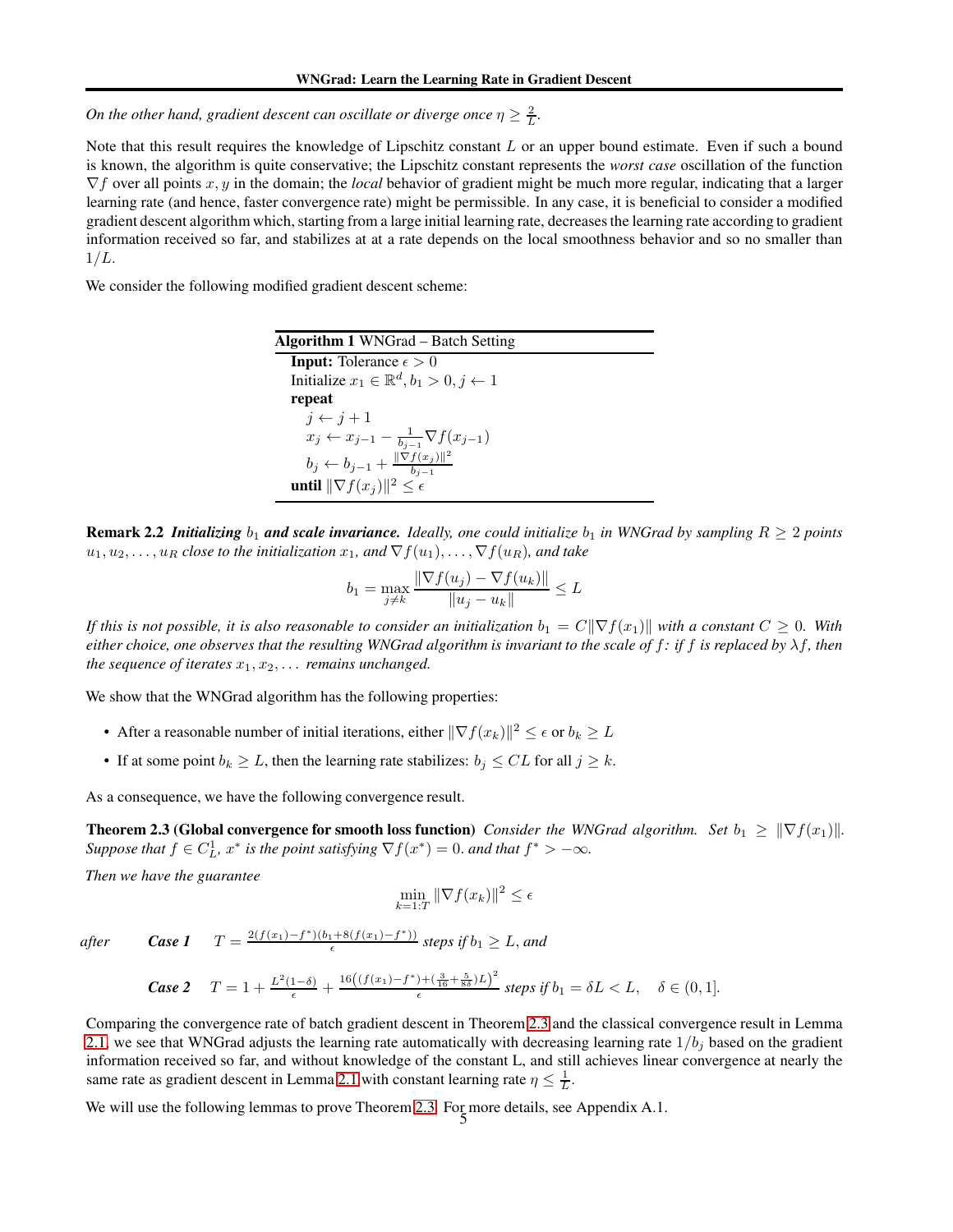*On the other hand, gradient descent can oscillate or diverge once $\eta \geq \frac{2}{L}$.*

Note that this result requires the knowledge of Lipschitz constant $L$ or an upper bound estimate. Even if such a bound is known, the algorithm is quite conservative; the Lipschitz constant represents the *worst case* oscillation of the function $\nabla f$ over all points $x, y$ in the domain; the *local* behavior of gradient might be much more regular, indicating that a larger learning rate (and hence, faster convergence rate) might be permissible. In any case, it is beneficial to consider a modified gradient descent algorithm which, starting from a large initial learning rate, decreases the learning rate according to gradient information received so far, and stabilizes at at a rate depends on the local smoothness behavior and so no smaller than $1/L$.

We consider the following modified gradient descent scheme:

**Algorithm 1** WNGrad – Batch Setting

```
Input: Tolerance ε > 0
Initialize x_1 ∈ R^d, b_1 > 0, j ← 1
repeat
    j ← j + 1
    x_j ← x_{j-1} − (1/b_{j-1}) ∇f(x_{j-1})
    b_j ← b_{j-1} + ‖∇f(x_j)‖² / b_{j-1}
until ‖∇f(x_j)‖² ≤ ε
```

**Remark 2.2** ***Initializing*** $b_1$ ***and scale invariance.*** *Ideally, one could initialize $b_1$ in WNGrad by sampling $R \geq 2$ points $u_1, u_2, \ldots, u_R$ close to the initialization $x_1$, and $\nabla f(u_1), \ldots, \nabla f(u_R)$, and take*

$$b_1 = \max_{j \neq k} \frac{\|\nabla f(u_j) - \nabla f(u_k)\|}{\|u_j - u_k\|} \leq L$$

*If this is not possible, it is also reasonable to consider an initialization $b_1 = C\|\nabla f(x_1)\|$ with a constant $C \geq 0$. With either choice, one observes that the resulting WNGrad algorithm is invariant to the scale of $f$: if $f$ is replaced by $\lambda f$, then the sequence of iterates $x_1, x_2, \ldots$ remains unchanged.*

We show that the WNGrad algorithm has the following properties:

- After a reasonable number of initial iterations, either $\|\nabla f(x_k)\|^2 \leq \epsilon$ or $b_k \geq L$
- If at some point $b_k \geq L$, then the learning rate stabilizes: $b_j \leq CL$ for all $j \geq k$.

As a consequence, we have the following convergence result.

**Theorem 2.3 (Global convergence for smooth loss function)** *Consider the WNGrad algorithm. Set $b_1 \geq \|\nabla f(x_1)\|$. Suppose that $f \in C_L^1$, $x^*$ is the point satisfying $\nabla f(x^*) = 0$. and that $f^* > -\infty$.*

*Then we have the guarantee*

$$\min_{k=1:T} \|\nabla f(x_k)\|^2 \leq \epsilon$$

*after* ***Case 1*** $\quad T = \frac{2(f(x_1)-f^*)(b_1+8(f(x_1)-f^*))}{\epsilon}$ *steps if $b_1 \geq L$, and*

***Case 2*** $\quad T = 1 + \frac{L^2(1-\delta)}{\epsilon} + \frac{16\left((f(x_1)-f^*)+(\frac{3}{16}+\frac{5}{8\delta})L\right)^2}{\epsilon}$ *steps if $b_1 = \delta L < L, \quad \delta \in (0, 1]$.*

Comparing the convergence rate of batch gradient descent in Theorem 2.3 and the classical convergence result in Lemma 2.1, we see that WNGrad adjusts the learning rate automatically with decreasing learning rate $1/b_j$ based on the gradient information received so far, and without knowledge of the constant L, and still achieves linear convergence at nearly the same rate as gradient descent in Lemma 2.1 with constant learning rate $\eta \leq \frac{1}{L}$.

We will use the following lemmas to prove Theorem 2.3. For more details, see Appendix A.1.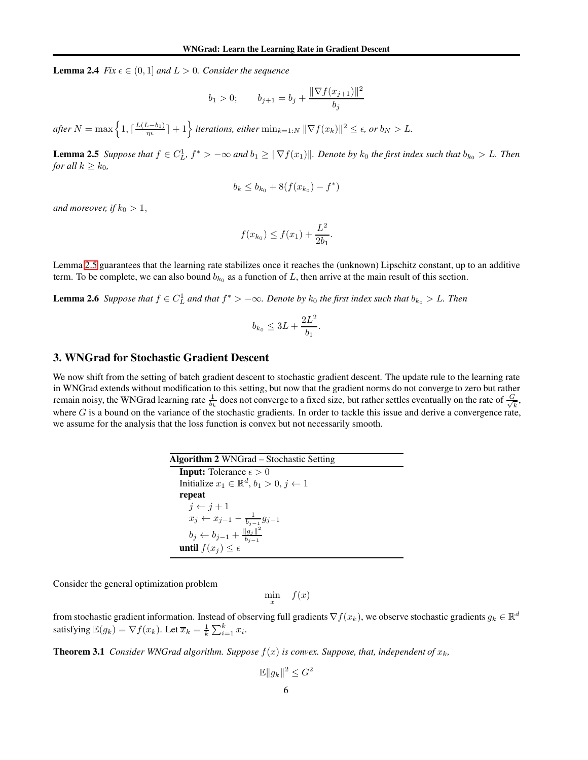**Lemma 2.4** *Fix $\epsilon \in (0, 1]$ and $L > 0$. Consider the sequence*

$$b_1 > 0; \qquad b_{j+1} = b_j + \frac{\|\nabla f(x_{j+1})\|^2}{b_j}$$

*after $N = \max\left\{1, \lceil \frac{L(L-b_1)}{\eta\epsilon} \rceil + 1\right\}$ iterations, either $\min_{k=1:N} \|\nabla f(x_k)\|^2 \leq \epsilon$, or $b_N > L$.*

**Lemma 2.5** *Suppose that $f \in C_L^1$, $f^* > -\infty$ and $b_1 \geq \|\nabla f(x_1)\|$. Denote by $k_0$ the first index such that $b_{k_0} > L$. Then for all $k \geq k_0$,*

$$b_k \leq b_{k_0} + 8(f(x_{k_0}) - f^*)$$

*and moreover, if $k_0 > 1$,*

$$f(x_{k_0}) \leq f(x_1) + \frac{L^2}{2b_1}.$$

Lemma 2.5 guarantees that the learning rate stabilizes once it reaches the (unknown) Lipschitz constant, up to an additive term. To be complete, we can also bound $b_{k_0}$ as a function of $L$, then arrive at the main result of this section.

**Lemma 2.6** *Suppose that $f \in C_L^1$ and that $f^* > -\infty$. Denote by $k_0$ the first index such that $b_{k_0} > L$. Then*

$$b_{k_0} \leq 3L + \frac{2L^2}{b_1}.$$

## 3. WNGrad for Stochastic Gradient Descent

We now shift from the setting of batch gradient descent to stochastic gradient descent. The update rule to the learning rate in WNGrad extends without modification to this setting, but now that the gradient norms do not converge to zero but rather remain noisy, the WNGrad learning rate $\frac{1}{b_k}$ does not converge to a fixed size, but rather settles eventually on the rate of $\frac{G}{\sqrt{k}}$, where $G$ is a bound on the variance of the stochastic gradients. In order to tackle this issue and derive a convergence rate, we assume for the analysis that the loss function is convex but not necessarily smooth.

**Algorithm 2** WNGrad – Stochastic Setting

```
Input: Tolerance ε > 0
Initialize x_1 ∈ R^d, b_1 > 0, j ← 1
repeat
    j ← j + 1
    x_j ← x_{j-1} − (1/b_{j-1}) g_{j-1}
    b_j ← b_{j-1} + ||g_j||^2 / b_{j-1}
until f(x_j) ≤ ε
```

Consider the general optimization problem

$$\min_x \quad f(x)$$

from stochastic gradient information. Instead of observing full gradients $\nabla f(x_k)$, we observe stochastic gradients $g_k \in \mathbb{R}^d$ satisfying $\mathbb{E}(g_k) = \nabla f(x_k)$. Let $\overline{x}_k = \frac{1}{k}\sum_{i=1}^{k} x_i$.

**Theorem 3.1** *Consider WNGrad algorithm. Suppose $f(x)$ is convex. Suppose, that, independent of $x_k$,*

$$\mathbb{E}\|g_k\|^2 \leq G^2$$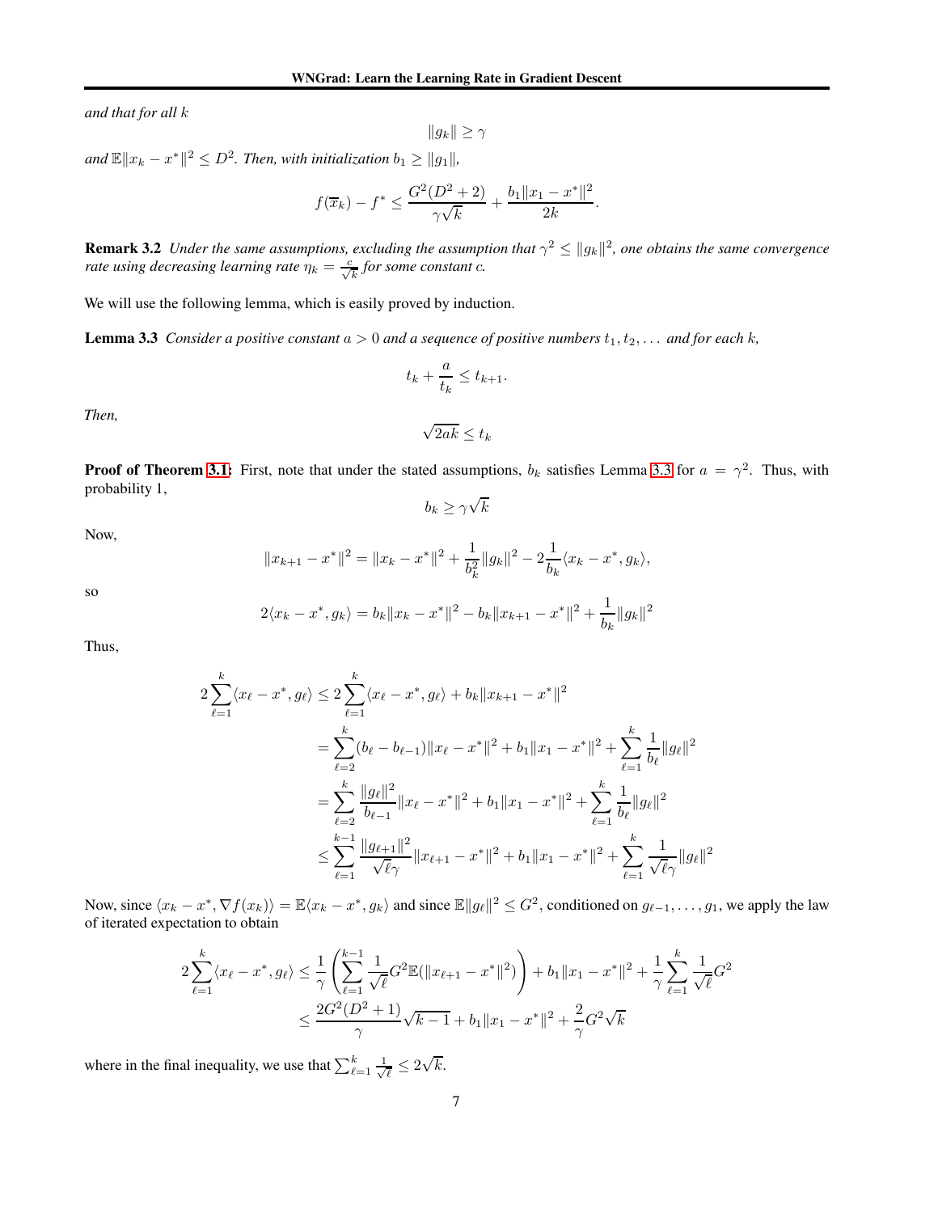*and that for all $k$*

$$\|g_k\| \geq \gamma$$

*and $\mathbb{E}\|x_k - x^*\|^2 \leq D^2$. Then, with initialization $b_1 \geq \|g_1\|$,*

$$f(\overline{x}_k) - f^* \leq \frac{G^2(D^2+2)}{\gamma\sqrt{k}} + \frac{b_1\|x_1 - x^*\|^2}{2k}.$$

**Remark 3.2** *Under the same assumptions, excluding the assumption that $\gamma^2 \leq \|g_k\|^2$, one obtains the same convergence rate using decreasing learning rate $\eta_k = \frac{c}{\sqrt{k}}$ for some constant $c$.*

We will use the following lemma, which is easily proved by induction.

**Lemma 3.3** *Consider a positive constant $a > 0$ and a sequence of positive numbers $t_1, t_2, \ldots$ and for each $k$,*

$$t_k + \frac{a}{t_k} \leq t_{k+1}.$$

*Then,*

$$\sqrt{2ak} \leq t_k$$

**Proof of Theorem 3.1:** First, note that under the stated assumptions, $b_k$ satisfies Lemma 3.3 for $a = \gamma^2$. Thus, with probability 1,

$$b_k \geq \gamma\sqrt{k}$$

Now,

$$\|x_{k+1} - x^*\|^2 = \|x_k - x^*\|^2 + \frac{1}{b_k^2}\|g_k\|^2 - 2\frac{1}{b_k}\langle x_k - x^*, g_k\rangle,$$

so

$$2\langle x_k - x^*, g_k\rangle = b_k\|x_k - x^*\|^2 - b_k\|x_{k+1} - x^*\|^2 + \frac{1}{b_k}\|g_k\|^2$$

Thus,

$$\begin{aligned}
2\sum_{\ell=1}^{k}\langle x_\ell - x^*, g_\ell\rangle &\leq 2\sum_{\ell=1}^{k}\langle x_\ell - x^*, g_\ell\rangle + b_k\|x_{k+1} - x^*\|^2 \\
&= \sum_{\ell=2}^{k}(b_\ell - b_{\ell-1})\|x_\ell - x^*\|^2 + b_1\|x_1 - x^*\|^2 + \sum_{\ell=1}^{k}\frac{1}{b_\ell}\|g_\ell\|^2 \\
&= \sum_{\ell=2}^{k}\frac{\|g_\ell\|^2}{b_{\ell-1}}\|x_\ell - x^*\|^2 + b_1\|x_1 - x^*\|^2 + \sum_{\ell=1}^{k}\frac{1}{b_\ell}\|g_\ell\|^2 \\
&\leq \sum_{\ell=1}^{k-1}\frac{\|g_{\ell+1}\|^2}{\sqrt{\ell}\gamma}\|x_{\ell+1} - x^*\|^2 + b_1\|x_1 - x^*\|^2 + \sum_{\ell=1}^{k}\frac{1}{\sqrt{\ell}\gamma}\|g_\ell\|^2
\end{aligned}$$

Now, since $\langle x_k - x^*, \nabla f(x_k)\rangle = \mathbb{E}\langle x_k - x^*, g_k\rangle$ and since $\mathbb{E}\|g_\ell\|^2 \leq G^2$, conditioned on $g_{\ell-1}, \ldots, g_1$, we apply the law of iterated expectation to obtain

$$\begin{aligned}
2\sum_{\ell=1}^{k}\langle x_\ell - x^*, g_\ell\rangle &\leq \frac{1}{\gamma}\left(\sum_{\ell=1}^{k-1}\frac{1}{\sqrt{\ell}}G^2\mathbb{E}(\|x_{\ell+1} - x^*\|^2)\right) + b_1\|x_1 - x^*\|^2 + \frac{1}{\gamma}\sum_{\ell=1}^{k}\frac{1}{\sqrt{\ell}}G^2 \\
&\leq \frac{2G^2(D^2+1)}{\gamma}\sqrt{k-1} + b_1\|x_1 - x^*\|^2 + \frac{2}{\gamma}G^2\sqrt{k}
\end{aligned}$$

where in the final inequality, we use that $\sum_{\ell=1}^{k}\frac{1}{\sqrt{\ell}} \leq 2\sqrt{k}$.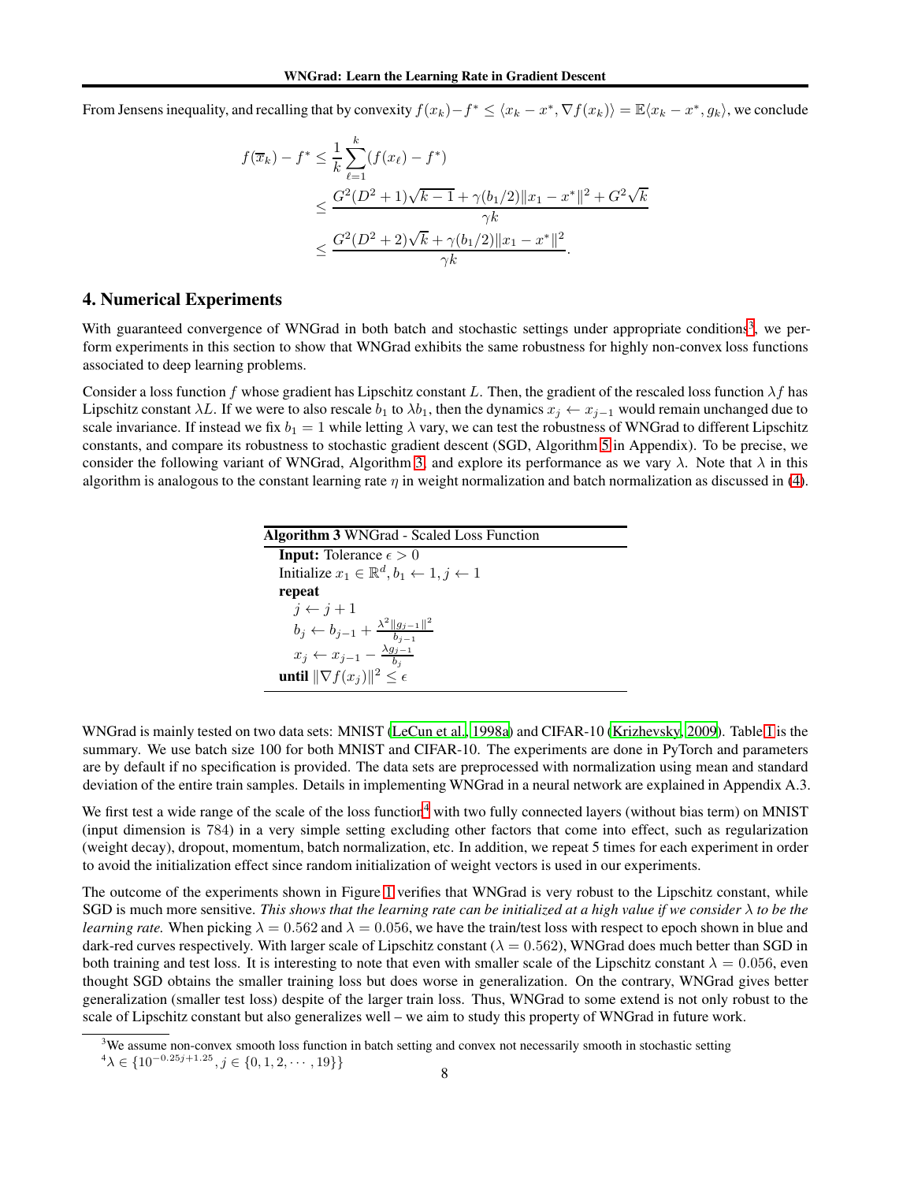From Jensens inequality, and recalling that by convexity $f(x_k) - f^* \le \langle x_k - x^*, \nabla f(x_k) \rangle = \mathbb{E}\langle x_k - x^*, g_k \rangle$, we conclude

$$
\begin{aligned}
f(\overline{x}_k) - f^* &\le \frac{1}{k}\sum_{\ell=1}^{k}(f(x_\ell) - f^*) \\
&\le \frac{G^2(D^2+1)\sqrt{k-1} + \gamma(b_1/2)\|x_1 - x^*\|^2 + G^2\sqrt{k}}{\gamma k} \\
&\le \frac{G^2(D^2+2)\sqrt{k} + \gamma(b_1/2)\|x_1 - x^*\|^2}{\gamma k}.
\end{aligned}
$$

## 4. Numerical Experiments

With guaranteed convergence of WNGrad in both batch and stochastic settings under appropriate conditions[3], we perform experiments in this section to show that WNGrad exhibits the same robustness for highly non-convex loss functions associated to deep learning problems.

Consider a loss function $f$ whose gradient has Lipschitz constant $L$. Then, the gradient of the rescaled loss function $\lambda f$ has Lipschitz constant $\lambda L$. If we were to also rescale $b_1$ to $\lambda b_1$, then the dynamics $x_j \leftarrow x_{j-1}$ would remain unchanged due to scale invariance. If instead we fix $b_1 = 1$ while letting $\lambda$ vary, we can test the robustness of WNGrad to different Lipschitz constants, and compare its robustness to stochastic gradient descent (SGD, Algorithm 5 in Appendix). To be precise, we consider the following variant of WNGrad, Algorithm 3, and explore its performance as we vary $\lambda$. Note that $\lambda$ in this algorithm is analogous to the constant learning rate $\eta$ in weight normalization and batch normalization as discussed in (4).

**Algorithm 3** WNGrad - Scaled Loss Function

**Input:** Tolerance $\epsilon > 0$
Initialize $x_1 \in \mathbb{R}^d, b_1 \leftarrow 1, j \leftarrow 1$
**repeat**
  $j \leftarrow j + 1$
  $b_j \leftarrow b_{j-1} + \frac{\lambda^2 \|g_{j-1}\|^2}{b_{j-1}}$
  $x_j \leftarrow x_{j-1} - \frac{\lambda g_{j-1}}{b_j}$
**until** $\|\nabla f(x_j)\|^2 \le \epsilon$

WNGrad is mainly tested on two data sets: MNIST (LeCun et al., 1998a) and CIFAR-10 (Krizhevsky, 2009). Table 1 is the summary. We use batch size 100 for both MNIST and CIFAR-10. The experiments are done in PyTorch and parameters are by default if no specification is provided. The data sets are preprocessed with normalization using mean and standard deviation of the entire train samples. Details in implementing WNGrad in a neural network are explained in Appendix A.3.

We first test a wide range of the scale of the loss function[4] with two fully connected layers (without bias term) on MNIST (input dimension is 784) in a very simple setting excluding other factors that come into effect, such as regularization (weight decay), dropout, momentum, batch normalization, etc. In addition, we repeat 5 times for each experiment in order to avoid the initialization effect since random initialization of weight vectors is used in our experiments.

The outcome of the experiments shown in Figure 1 verifies that WNGrad is very robust to the Lipschitz constant, while SGD is much more sensitive. *This shows that the learning rate can be initialized at a high value if we consider $\lambda$ to be the learning rate.* When picking $\lambda = 0.562$ and $\lambda = 0.056$, we have the train/test loss with respect to epoch shown in blue and dark-red curves respectively. With larger scale of Lipschitz constant ($\lambda = 0.562$), WNGrad does much better than SGD in both training and test loss. It is interesting to note that even with smaller scale of the Lipschitz constant $\lambda = 0.056$, even thought SGD obtains the smaller training loss but does worse in generalization. On the contrary, WNGrad gives better generalization (smaller test loss) despite of the larger train loss. Thus, WNGrad to some extend is not only robust to the scale of Lipschitz constant but also generalizes well – we aim to study this property of WNGrad in future work.

[3] We assume non-convex smooth loss function in batch setting and convex not necessarily smooth in stochastic setting

[4] $\lambda \in \{10^{-0.25j+1.25}, j \in \{0, 1, 2, \cdots, 19\}\}$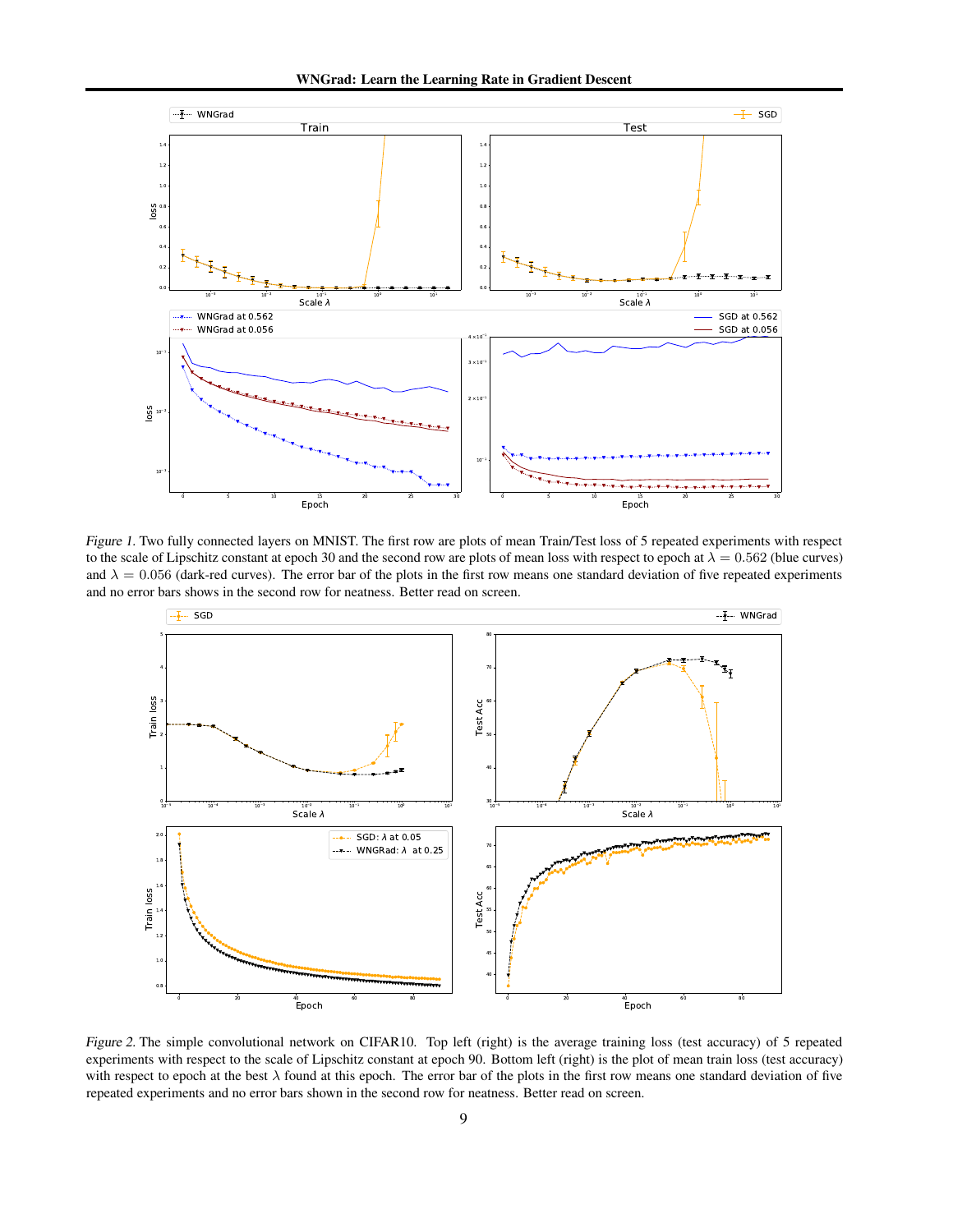*Figure 1.* Two fully connected layers on MNIST. The first row are plots of mean Train/Test loss of 5 repeated experiments with respect to the scale of Lipschitz constant at epoch 30 and the second row are plots of mean loss with respect to epoch at $\lambda = 0.562$ (blue curves) and $\lambda = 0.056$ (dark-red curves). The error bar of the plots in the first row means one standard deviation of five repeated experiments and no error bars shows in the second row for neatness. Better read on screen.

*Figure 2.* The simple convolutional network on CIFAR10. Top left (right) is the average training loss (test accuracy) of 5 repeated experiments with respect to the scale of Lipschitz constant at epoch 90. Bottom left (right) is the plot of mean train loss (test accuracy) with respect to epoch at the best $\lambda$ found at this epoch. The error bar of the plots in the first row means one standard deviation of five repeated experiments and no error bars shown in the second row for neatness. Better read on screen.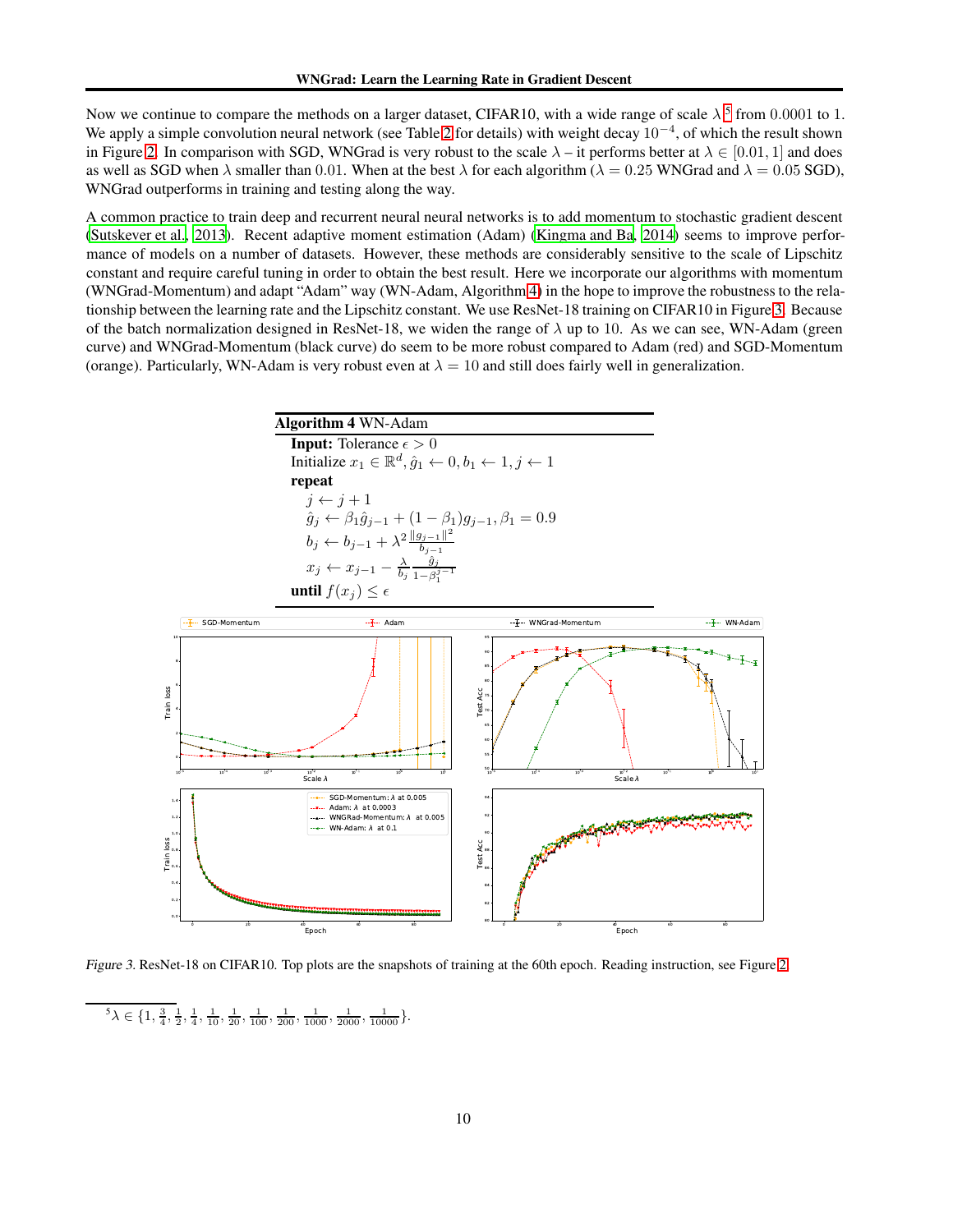Now we continue to compare the methods on a larger dataset, CIFAR10, with a wide range of scale $\lambda$[5] from 0.0001 to 1. We apply a simple convolution neural network (see Table 2 for details) with weight decay $10^{-4}$, of which the result shown in Figure 2. In comparison with SGD, WNGrad is very robust to the scale $\lambda$ – it performs better at $\lambda \in [0.01, 1]$ and does as well as SGD when $\lambda$ smaller than 0.01. When at the best $\lambda$ for each algorithm ($\lambda = 0.25$ WNGrad and $\lambda = 0.05$ SGD), WNGrad outperforms in training and testing along the way.

A common practice to train deep and recurrent neural neural networks is to add momentum to stochastic gradient descent (Sutskever et al., 2013). Recent adaptive moment estimation (Adam) (Kingma and Ba, 2014) seems to improve performance of models on a number of datasets. However, these methods are considerably sensitive to the scale of Lipschitz constant and require careful tuning in order to obtain the best result. Here we incorporate our algorithms with momentum (WNGrad-Momentum) and adapt "Adam" way (WN-Adam, Algorithm 4) in the hope to improve the robustness to the relationship between the learning rate and the Lipschitz constant. We use ResNet-18 training on CIFAR10 in Figure 3. Because of the batch normalization designed in ResNet-18, we widen the range of $\lambda$ up to 10. As we can see, WN-Adam (green curve) and WNGrad-Momentum (black curve) do seem to be more robust compared to Adam (red) and SGD-Momentum (orange). Particularly, WN-Adam is very robust even at $\lambda = 10$ and still does fairly well in generalization.

**Algorithm 4** WN-Adam

**Input:** Tolerance $\epsilon > 0$
Initialize $x_1 \in \mathbb{R}^d, \hat{g}_1 \leftarrow 0, b_1 \leftarrow 1, j \leftarrow 1$
**repeat**
  $j \leftarrow j + 1$
  $\hat{g}_j \leftarrow \beta_1 \hat{g}_{j-1} + (1 - \beta_1) g_{j-1}, \beta_1 = 0.9$
  $b_j \leftarrow b_{j-1} + \lambda^2 \frac{\|g_{j-1}\|^2}{b_{j-1}}$
  $x_j \leftarrow x_{j-1} - \frac{\lambda}{b_j} \frac{\hat{g}_j}{1-\beta_1^{j-1}}$
**until** $f(x_j) \leq \epsilon$

*Figure 3.* ResNet-18 on CIFAR10. Top plots are the snapshots of training at the 60th epoch. Reading instruction, see Figure 2.

[5] $\lambda \in \{1, \frac{3}{4}, \frac{1}{2}, \frac{1}{4}, \frac{1}{10}, \frac{1}{20}, \frac{1}{100}, \frac{1}{200}, \frac{1}{1000}, \frac{1}{2000}, \frac{1}{10000}\}$.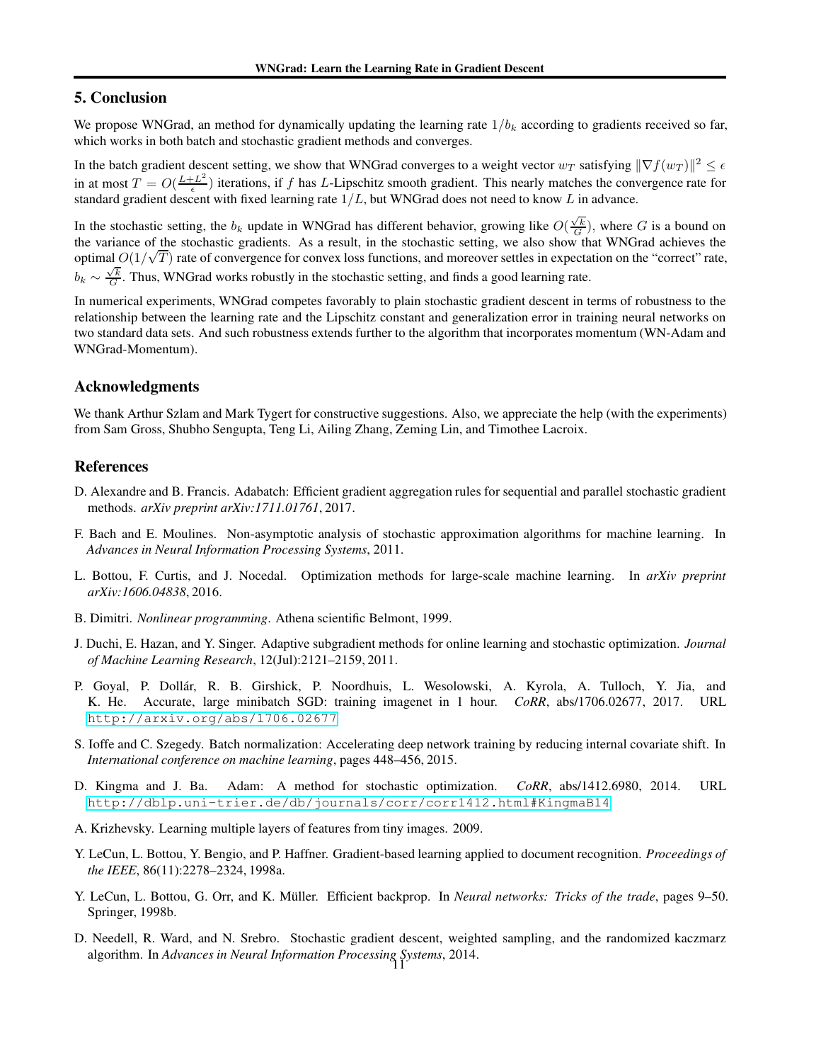## 5. Conclusion

We propose WNGrad, an method for dynamically updating the learning rate $1/b_k$ according to gradients received so far, which works in both batch and stochastic gradient methods and converges.

In the batch gradient descent setting, we show that WNGrad converges to a weight vector $w_T$ satisfying $\|\nabla f(w_T)\|^2 \leq \epsilon$ in at most $T = O(\frac{L+L^2}{\epsilon})$ iterations, if $f$ has $L$-Lipschitz smooth gradient. This nearly matches the convergence rate for standard gradient descent with fixed learning rate $1/L$, but WNGrad does not need to know $L$ in advance.

In the stochastic setting, the $b_k$ update in WNGrad has different behavior, growing like $O(\frac{\sqrt{k}}{G})$, where $G$ is a bound on the variance of the stochastic gradients. As a result, in the stochastic setting, we also show that WNGrad achieves the optimal $O(1/\sqrt{T})$ rate of convergence for convex loss functions, and moreover settles in expectation on the "correct" rate, $b_k \sim \frac{\sqrt{k}}{G}$. Thus, WNGrad works robustly in the stochastic setting, and finds a good learning rate.

In numerical experiments, WNGrad competes favorably to plain stochastic gradient descent in terms of robustness to the relationship between the learning rate and the Lipschitz constant and generalization error in training neural networks on two standard data sets. And such robustness extends further to the algorithm that incorporates momentum (WN-Adam and WNGrad-Momentum).

## Acknowledgments

We thank Arthur Szlam and Mark Tygert for constructive suggestions. Also, we appreciate the help (with the experiments) from Sam Gross, Shubho Sengupta, Teng Li, Ailing Zhang, Zeming Lin, and Timothee Lacroix.

## References

D. Alexandre and B. Francis. Adabatch: Efficient gradient aggregation rules for sequential and parallel stochastic gradient methods. *arXiv preprint arXiv:1711.01761*, 2017.

F. Bach and E. Moulines. Non-asymptotic analysis of stochastic approximation algorithms for machine learning. In *Advances in Neural Information Processing Systems*, 2011.

L. Bottou, F. Curtis, and J. Nocedal. Optimization methods for large-scale machine learning. In *arXiv preprint arXiv:1606.04838*, 2016.

B. Dimitri. *Nonlinear programming*. Athena scientific Belmont, 1999.

J. Duchi, E. Hazan, and Y. Singer. Adaptive subgradient methods for online learning and stochastic optimization. *Journal of Machine Learning Research*, 12(Jul):2121–2159, 2011.

P. Goyal, P. Dollár, R. B. Girshick, P. Noordhuis, L. Wesolowski, A. Kyrola, A. Tulloch, Y. Jia, and K. He. Accurate, large minibatch SGD: training imagenet in 1 hour. *CoRR*, abs/1706.02677, 2017. URL http://arxiv.org/abs/1706.02677.

S. Ioffe and C. Szegedy. Batch normalization: Accelerating deep network training by reducing internal covariate shift. In *International conference on machine learning*, pages 448–456, 2015.

D. Kingma and J. Ba. Adam: A method for stochastic optimization. *CoRR*, abs/1412.6980, 2014. URL http://dblp.uni-trier.de/db/journals/corr/corr1412.html#KingmaB14.

A. Krizhevsky. Learning multiple layers of features from tiny images. 2009.

Y. LeCun, L. Bottou, Y. Bengio, and P. Haffner. Gradient-based learning applied to document recognition. *Proceedings of the IEEE*, 86(11):2278–2324, 1998a.

Y. LeCun, L. Bottou, G. Orr, and K. Müller. Efficient backprop. In *Neural networks: Tricks of the trade*, pages 9–50. Springer, 1998b.

D. Needell, R. Ward, and N. Srebro. Stochastic gradient descent, weighted sampling, and the randomized kaczmarz algorithm. In *Advances in Neural Information Processing Systems*, 2014.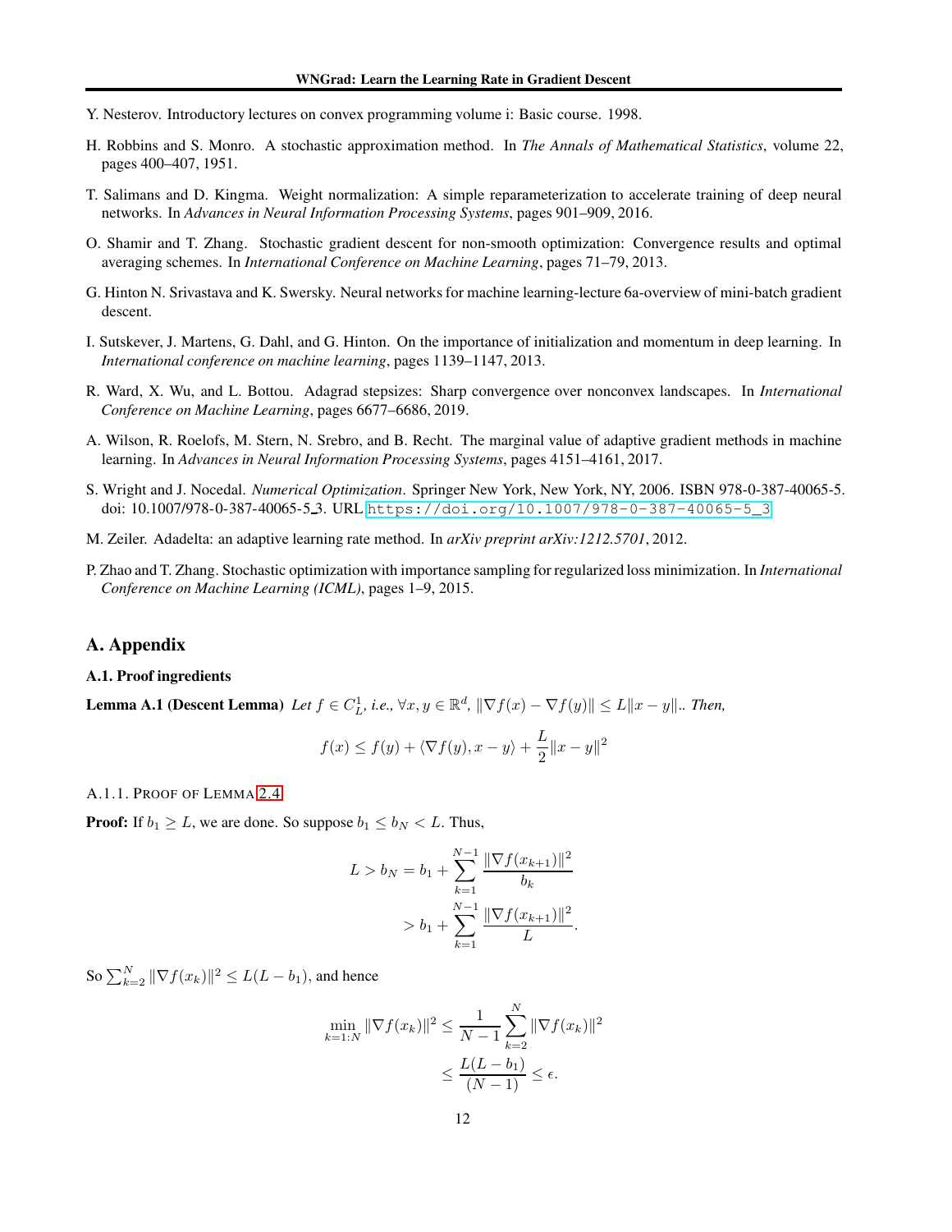Y. Nesterov. Introductory lectures on convex programming volume i: Basic course. 1998.

H. Robbins and S. Monro. A stochastic approximation method. In *The Annals of Mathematical Statistics*, volume 22, pages 400–407, 1951.

T. Salimans and D. Kingma. Weight normalization: A simple reparameterization to accelerate training of deep neural networks. In *Advances in Neural Information Processing Systems*, pages 901–909, 2016.

O. Shamir and T. Zhang. Stochastic gradient descent for non-smooth optimization: Convergence results and optimal averaging schemes. In *International Conference on Machine Learning*, pages 71–79, 2013.

G. Hinton N. Srivastava and K. Swersky. Neural networks for machine learning-lecture 6a-overview of mini-batch gradient descent.

I. Sutskever, J. Martens, G. Dahl, and G. Hinton. On the importance of initialization and momentum in deep learning. In *International conference on machine learning*, pages 1139–1147, 2013.

R. Ward, X. Wu, and L. Bottou. Adagrad stepsizes: Sharp convergence over nonconvex landscapes. In *International Conference on Machine Learning*, pages 6677–6686, 2019.

A. Wilson, R. Roelofs, M. Stern, N. Srebro, and B. Recht. The marginal value of adaptive gradient methods in machine learning. In *Advances in Neural Information Processing Systems*, pages 4151–4161, 2017.

S. Wright and J. Nocedal. *Numerical Optimization*. Springer New York, New York, NY, 2006. ISBN 978-0-387-40065-5. doi: 10.1007/978-0-387-40065-5_3. URL https://doi.org/10.1007/978-0-387-40065-5_3.

M. Zeiler. Adadelta: an adaptive learning rate method. In *arXiv preprint arXiv:1212.5701*, 2012.

P. Zhao and T. Zhang. Stochastic optimization with importance sampling for regularized loss minimization. In *International Conference on Machine Learning (ICML)*, pages 1–9, 2015.

## A. Appendix

### A.1. Proof ingredients

**Lemma A.1 (Descent Lemma)** *Let $f \in C_L^1$, i.e., $\forall x, y \in \mathbb{R}^d$, $\|\nabla f(x) - \nabla f(y)\| \le L\|x - y\|$.. Then,*

$$f(x) \le f(y) + \langle \nabla f(y), x - y \rangle + \frac{L}{2}\|x - y\|^2$$

#### A.1.1. Proof of Lemma 2.4

**Proof:** If $b_1 \ge L$, we are done. So suppose $b_1 \le b_N < L$. Thus,

$$\begin{aligned} L > b_N &= b_1 + \sum_{k=1}^{N-1} \frac{\|\nabla f(x_{k+1})\|^2}{b_k} \\ &> b_1 + \sum_{k=1}^{N-1} \frac{\|\nabla f(x_{k+1})\|^2}{L}. \end{aligned}$$

So $\sum_{k=2}^{N} \|\nabla f(x_k)\|^2 \le L(L - b_1)$, and hence

$$\begin{aligned} \min_{k=1:N} \|\nabla f(x_k)\|^2 &\le \frac{1}{N-1} \sum_{k=2}^{N} \|\nabla f(x_k)\|^2 \\ &\le \frac{L(L - b_1)}{(N-1)} \le \epsilon. \end{aligned}$$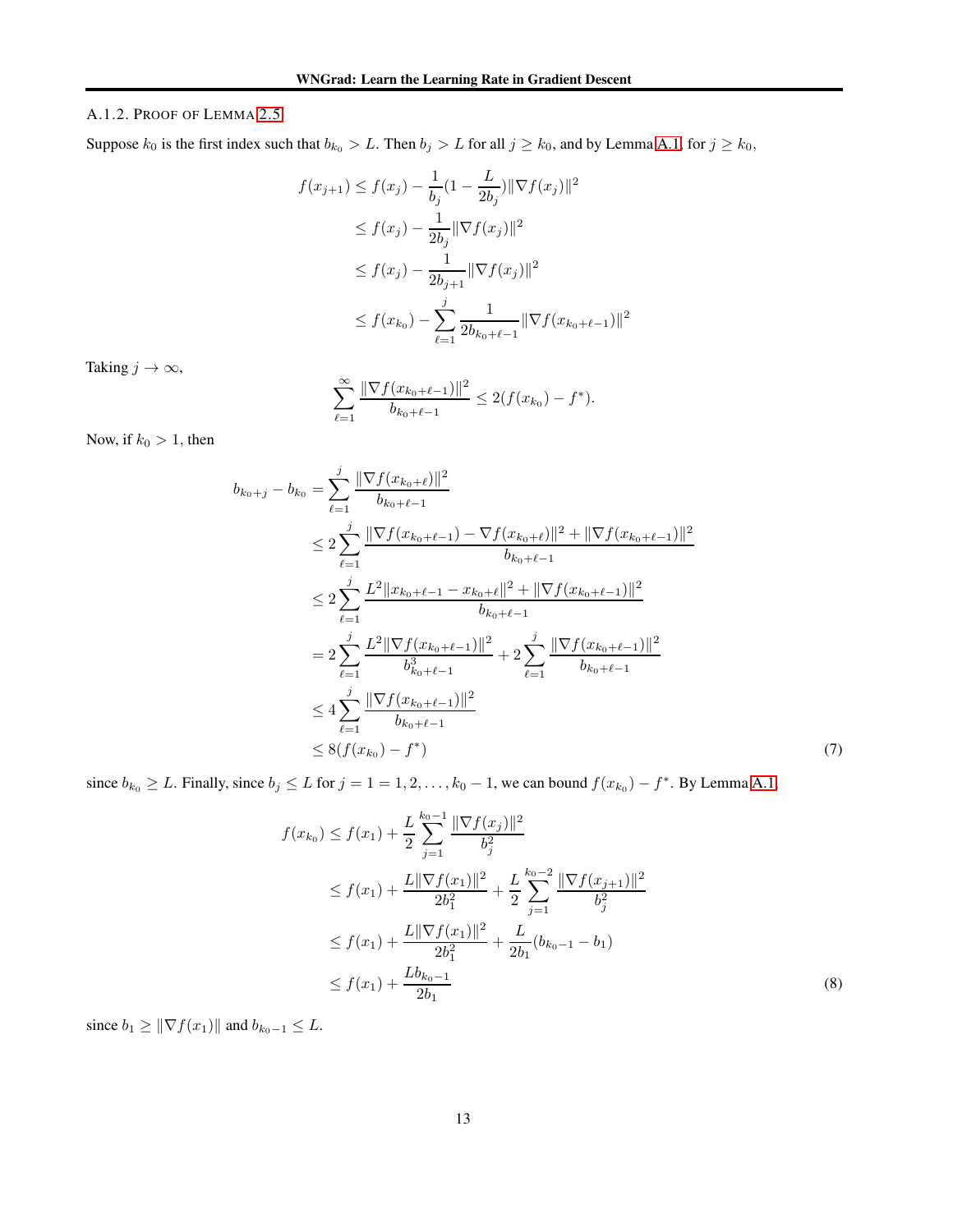#### A.1.2. Proof of Lemma 2.5

Suppose $k_0$ is the first index such that $b_{k_0} > L$. Then $b_j > L$ for all $j \geq k_0$, and by Lemma A.1, for $j \geq k_0$,

$$
\begin{aligned}
f(x_{j+1}) &\leq f(x_j) - \frac{1}{b_j}(1 - \frac{L}{2b_j})\|\nabla f(x_j)\|^2 \\
&\leq f(x_j) - \frac{1}{2b_j}\|\nabla f(x_j)\|^2 \\
&\leq f(x_j) - \frac{1}{2b_{j+1}}\|\nabla f(x_j)\|^2 \\
&\leq f(x_{k_0}) - \sum_{\ell=1}^{j} \frac{1}{2b_{k_0+\ell-1}}\|\nabla f(x_{k_0+\ell-1})\|^2
\end{aligned}
$$

Taking $j \to \infty$,

$$
\sum_{\ell=1}^{\infty} \frac{\|\nabla f(x_{k_0+\ell-1})\|^2}{b_{k_0+\ell-1}} \leq 2(f(x_{k_0}) - f^*).
$$

Now, if $k_0 > 1$, then

$$
\begin{aligned}
b_{k_0+j} - b_{k_0} &= \sum_{\ell=1}^{j} \frac{\|\nabla f(x_{k_0+\ell})\|^2}{b_{k_0+\ell-1}} \\
&\leq 2\sum_{\ell=1}^{j} \frac{\|\nabla f(x_{k_0+\ell-1}) - \nabla f(x_{k_0+\ell})\|^2 + \|\nabla f(x_{k_0+\ell-1})\|^2}{b_{k_0+\ell-1}} \\
&\leq 2\sum_{\ell=1}^{j} \frac{L^2\|x_{k_0+\ell-1} - x_{k_0+\ell}\|^2 + \|\nabla f(x_{k_0+\ell-1})\|^2}{b_{k_0+\ell-1}} \\
&= 2\sum_{\ell=1}^{j} \frac{L^2\|\nabla f(x_{k_0+\ell-1})\|^2}{b_{k_0+\ell-1}^3} + 2\sum_{\ell=1}^{j} \frac{\|\nabla f(x_{k_0+\ell-1})\|^2}{b_{k_0+\ell-1}} \\
&\leq 4\sum_{\ell=1}^{j} \frac{\|\nabla f(x_{k_0+\ell-1})\|^2}{b_{k_0+\ell-1}} \\
&\leq 8(f(x_{k_0}) - f^*)
\end{aligned} \tag{7}
$$

since $b_{k_0} \geq L$. Finally, since $b_j \leq L$ for $j = 1 = 1, 2, \ldots, k_0 - 1$, we can bound $f(x_{k_0}) - f^*$. By Lemma A.1,

$$
\begin{aligned}
f(x_{k_0}) &\leq f(x_1) + \frac{L}{2}\sum_{j=1}^{k_0-1} \frac{\|\nabla f(x_j)\|^2}{b_j^2} \\
&\leq f(x_1) + \frac{L\|\nabla f(x_1)\|^2}{2b_1^2} + \frac{L}{2}\sum_{j=1}^{k_0-2} \frac{\|\nabla f(x_{j+1})\|^2}{b_j^2} \\
&\leq f(x_1) + \frac{L\|\nabla f(x_1)\|^2}{2b_1^2} + \frac{L}{2b_1}(b_{k_0-1} - b_1) \\
&\leq f(x_1) + \frac{Lb_{k_0-1}}{2b_1}
\end{aligned} \tag{8}
$$

since $b_1 \geq \|\nabla f(x_1)\|$ and $b_{k_0-1} \leq L$.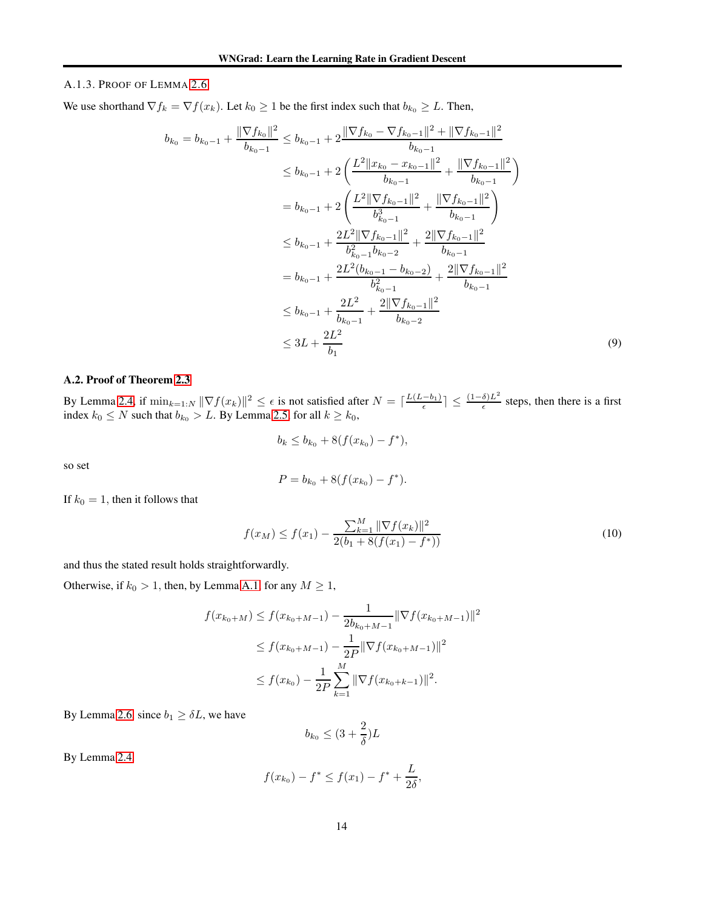#### A.1.3. PROOF OF LEMMA 2.6

We use shorthand $\nabla f_k = \nabla f(x_k)$. Let $k_0 \geq 1$ be the first index such that $b_{k_0} \geq L$. Then,

$$
\begin{aligned}
b_{k_0} = b_{k_0-1} + \frac{\|\nabla f_{k_0}\|^2}{b_{k_0-1}} &\leq b_{k_0-1} + 2\frac{\|\nabla f_{k_0} - \nabla f_{k_0-1}\|^2 + \|\nabla f_{k_0-1}\|^2}{b_{k_0-1}} \\
&\leq b_{k_0-1} + 2\left(\frac{L^2\|x_{k_0} - x_{k_0-1}\|^2}{b_{k_0-1}} + \frac{\|\nabla f_{k_0-1}\|^2}{b_{k_0-1}}\right) \\
&= b_{k_0-1} + 2\left(\frac{L^2\|\nabla f_{k_0-1}\|^2}{b_{k_0-1}^3} + \frac{\|\nabla f_{k_0-1}\|^2}{b_{k_0-1}}\right) \\
&\leq b_{k_0-1} + \frac{2L^2\|\nabla f_{k_0-1}\|^2}{b_{k_0-1}^2 b_{k_0-2}} + \frac{2\|\nabla f_{k_0-1}\|^2}{b_{k_0-1}} \\
&= b_{k_0-1} + \frac{2L^2(b_{k_0-1} - b_{k_0-2})}{b_{k_0-1}^2} + \frac{2\|\nabla f_{k_0-1}\|^2}{b_{k_0-1}} \\
&\leq b_{k_0-1} + \frac{2L^2}{b_{k_0-1}} + \frac{2\|\nabla f_{k_0-1}\|^2}{b_{k_0-2}} \\
&\leq 3L + \frac{2L^2}{b_1}
\end{aligned}
\tag{9}
$$

### A.2. Proof of Theorem 2.3

By Lemma 2.4, if $\min_{k=1:N} \|\nabla f(x_k)\|^2 \leq \epsilon$ is not satisfied after $N = \lceil \frac{L(L-b_1)}{\epsilon} \rceil \leq \frac{(1-\delta)L^2}{\epsilon}$ steps, then there is a first index $k_0 \leq N$ such that $b_{k_0} > L$. By Lemma 2.5, for all $k \geq k_0$,

$$
b_k \leq b_{k_0} + 8(f(x_{k_0}) - f^*),
$$

so set

$$
P = b_{k_0} + 8(f(x_{k_0}) - f^*).
$$

If $k_0 = 1$, then it follows that

$$
f(x_M) \leq f(x_1) - \frac{\sum_{k=1}^M \|\nabla f(x_k)\|^2}{2(b_1 + 8(f(x_1) - f^*))}
\tag{10}
$$

and thus the stated result holds straightforwardly.

Otherwise, if $k_0 > 1$, then, by Lemma A.1, for any $M \geq 1$,

$$
\begin{aligned}
f(x_{k_0+M}) &\leq f(x_{k_0+M-1}) - \frac{1}{2b_{k_0+M-1}}\|\nabla f(x_{k_0+M-1})\|^2 \\
&\leq f(x_{k_0+M-1}) - \frac{1}{2P}\|\nabla f(x_{k_0+M-1})\|^2 \\
&\leq f(x_{k_0}) - \frac{1}{2P}\sum_{k=1}^{M}\|\nabla f(x_{k_0+k-1})\|^2.
\end{aligned}
$$

By Lemma 2.6, since $b_1 \geq \delta L$, we have

$$
b_{k_0} \leq (3 + \frac{2}{\delta})L
$$

By Lemma 2.4

$$
f(x_{k_0}) - f^* \leq f(x_1) - f^* + \frac{L}{2\delta},
$$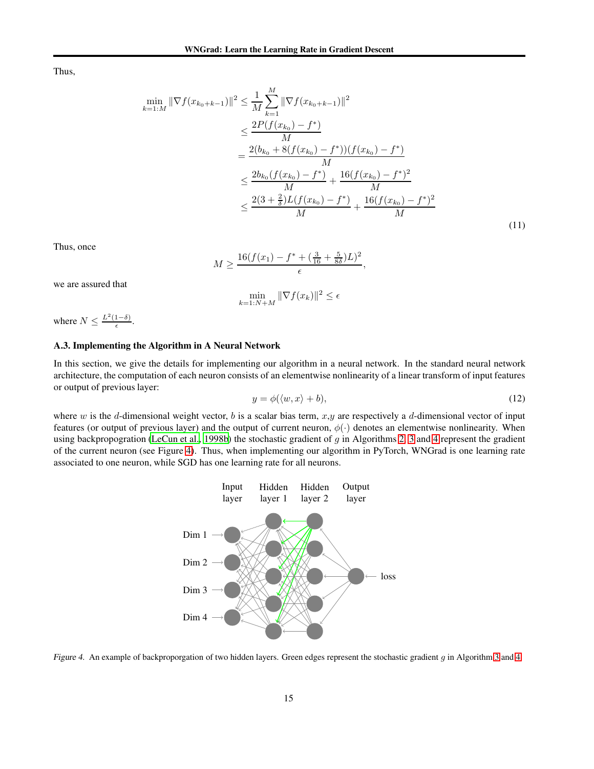Thus,

$$
\begin{aligned}
\min_{k=1:M} \|\nabla f(x_{k_0+k-1})\|^2 &\leq \frac{1}{M}\sum_{k=1}^{M} \|\nabla f(x_{k_0+k-1})\|^2 \\
&\leq \frac{2P(f(x_{k_0}) - f^*)}{M} \\
&= \frac{2(b_{k_0} + 8(f(x_{k_0}) - f^*))(f(x_{k_0}) - f^*)}{M} \\
&\leq \frac{2b_{k_0}(f(x_{k_0}) - f^*)}{M} + \frac{16(f(x_{k_0}) - f^*)^2}{M} \\
&\leq \frac{2(3+\frac{2}{\delta})L(f(x_{k_0}) - f^*)}{M} + \frac{16(f(x_{k_0}) - f^*)^2}{M}
\end{aligned}
\tag{11}
$$

Thus, once

$$
M \geq \frac{16(f(x_1) - f^* + (\frac{3}{16} + \frac{5}{8\delta})L)^2}{\epsilon},
$$

we are assured that

$$
\min_{k=1:N+M} \|\nabla f(x_k)\|^2 \leq \epsilon
$$

where $N \leq \frac{L^2(1-\delta)}{\epsilon}$.

### A.3. Implementing the Algorithm in A Neural Network

In this section, we give the details for implementing our algorithm in a neural network. In the standard neural network architecture, the computation of each neuron consists of an elementwise nonlinearity of a linear transform of input features or output of previous layer:

$$
y = \phi(\langle w, x\rangle + b), \tag{12}
$$

where $w$ is the $d$-dimensional weight vector, $b$ is a scalar bias term, $x$,$y$ are respectively a $d$-dimensional vector of input features (or output of previous layer) and the output of current neuron, $\phi(\cdot)$ denotes an elementwise nonlinearity. When using backpropogration (LeCun et al., 1998b) the stochastic gradient of $g$ in Algorithms 2, 3 and 4 represent the gradient of the current neuron (see Figure 4). Thus, when implementing our algorithm in PyTorch, WNGrad is one learning rate associated to one neuron, while SGD has one learning rate for all neurons.

*Figure 4.* An example of backproporgation of two hidden layers. Green edges represent the stochastic gradient $g$ in Algorithm 3 and 4.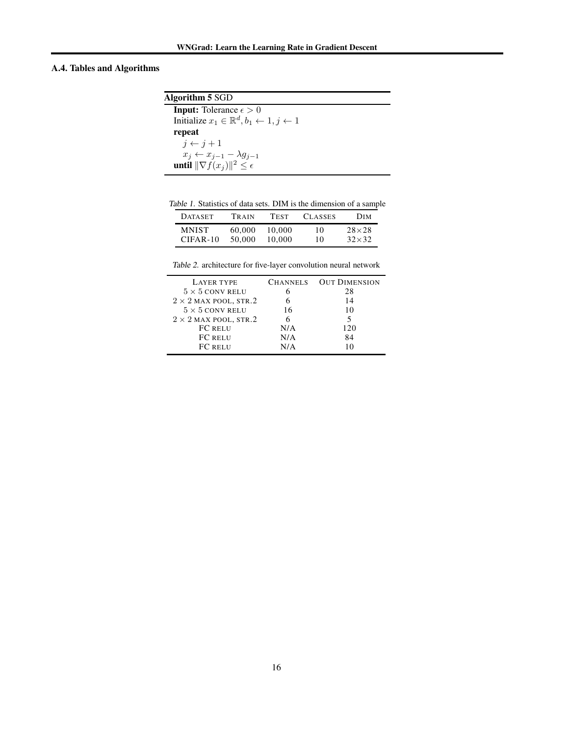### A.4. Tables and Algorithms

**Algorithm 5** SGD

**Input:** Tolerance $\epsilon > 0$
Initialize $x_1 \in \mathbb{R}^d, b_1 \leftarrow 1, j \leftarrow 1$
**repeat**
  $j \leftarrow j + 1$
  $x_j \leftarrow x_{j-1} - \lambda g_{j-1}$
**until** $\|\nabla f(x_j)\|^2 \leq \epsilon$

*Table 1.* Statistics of data sets. DIM is the dimension of a sample

| DATASET | TRAIN | TEST | CLASSES | DIM |
|---|---|---|---|---|
| MNIST | 60,000 | 10,000 | 10 | $28\times28$ |
| CIFAR-10 | 50,000 | 10,000 | 10 | $32\times32$ |

*Table 2.* architecture for five-layer convolution neural network

| LAYER TYPE | CHANNELS | OUT DIMENSION |
|---|---|---|
| $5 \times 5$ CONV RELU | 6 | 28 |
| $2 \times 2$ MAX POOL, STR.2 | 6 | 14 |
| $5 \times 5$ CONV RELU | 16 | 10 |
| $2 \times 2$ MAX POOL, STR.2 | 6 | 5 |
| FC RELU | N/A | 120 |
| FC RELU | N/A | 84 |
| FC RELU | N/A | 10 |